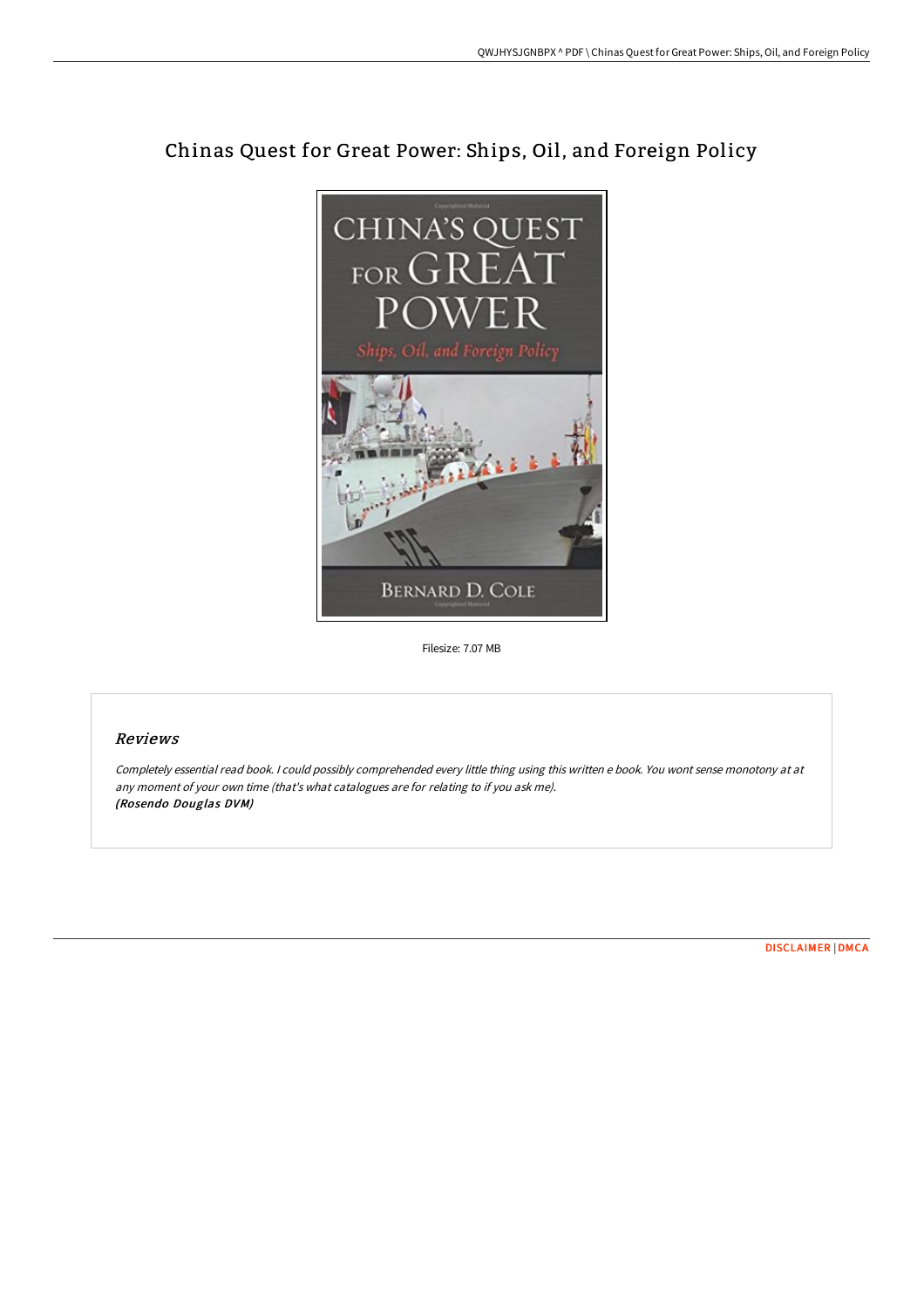# Chinas Quest for Great Power: Ships, Oil, and Foreign Policy

Filesize: 7.07 MB

## *Reviews*

*Completely essential read book. I could possibly comprehended every little thing using this written e book. You wont sense monotony at at any moment of your own time (that's what catalogues are for relating to if you ask me).*
***(Rosendo Douglas DVM)***

DISCLAIMER | DMCA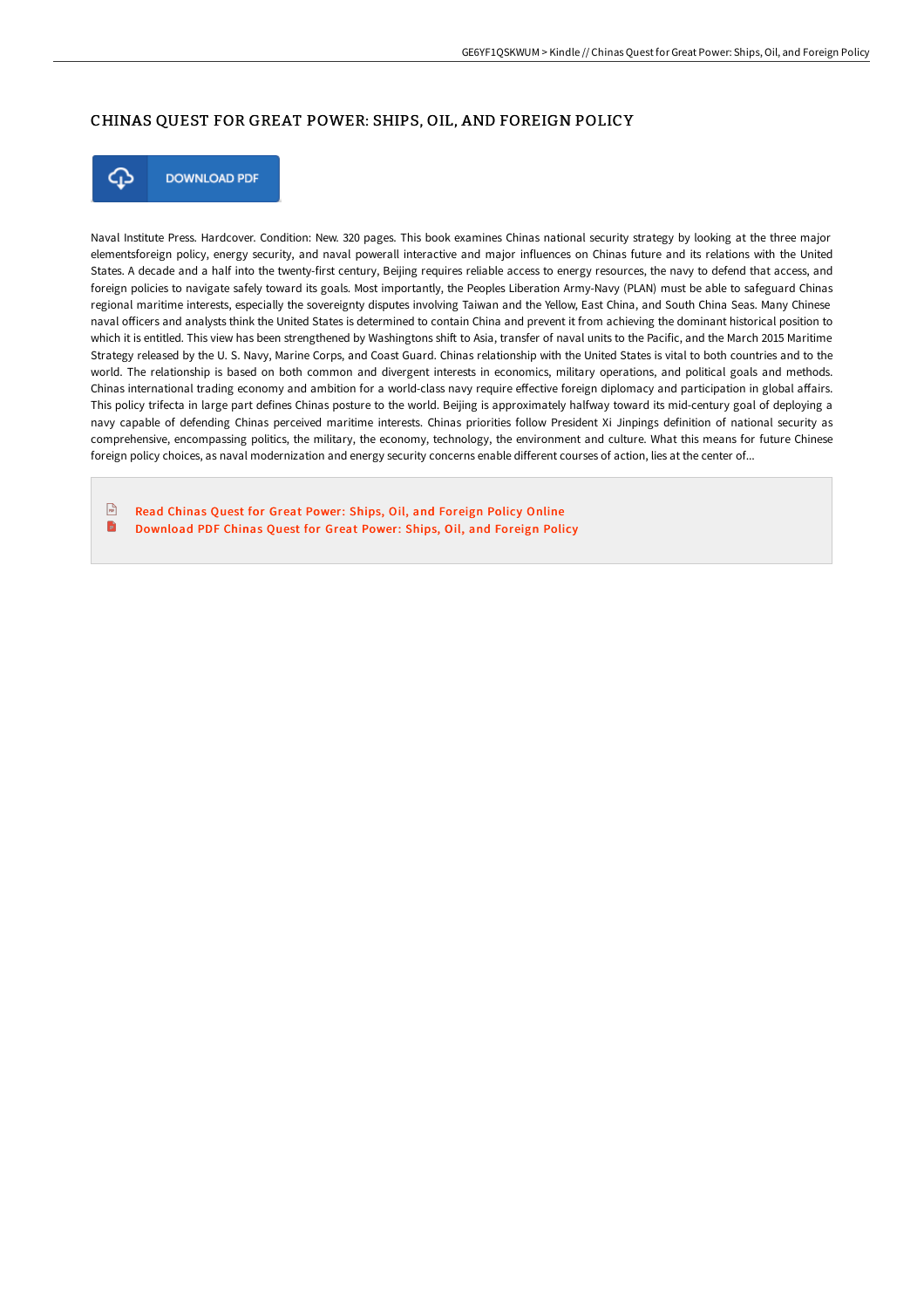# CHINAS QUEST FOR GREAT POWER: SHIPS, OIL, AND FOREIGN POLICY

DOWNLOAD PDF

Naval Institute Press. Hardcover. Condition: New. 320 pages. This book examines Chinas national security strategy by looking at the three major elementsforeign policy, energy security, and naval powerall interactive and major influences on Chinas future and its relations with the United States. A decade and a half into the twenty-first century, Beijing requires reliable access to energy resources, the navy to defend that access, and foreign policies to navigate safely toward its goals. Most importantly, the Peoples Liberation Army-Navy (PLAN) must be able to safeguard Chinas regional maritime interests, especially the sovereignty disputes involving Taiwan and the Yellow, East China, and South China Seas. Many Chinese naval officers and analysts think the United States is determined to contain China and prevent it from achieving the dominant historical position to which it is entitled. This view has been strengthened by Washingtons shift to Asia, transfer of naval units to the Pacific, and the March 2015 Maritime Strategy released by the U. S. Navy, Marine Corps, and Coast Guard. Chinas relationship with the United States is vital to both countries and to the world. The relationship is based on both common and divergent interests in economics, military operations, and political goals and methods. Chinas international trading economy and ambition for a world-class navy require effective foreign diplomacy and participation in global affairs. This policy trifecta in large part defines Chinas posture to the world. Beijing is approximately halfway toward its mid-century goal of deploying a navy capable of defending Chinas perceived maritime interests. Chinas priorities follow President Xi Jinpings definition of national security as comprehensive, encompassing politics, the military, the economy, technology, the environment and culture. What this means for future Chinese foreign policy choices, as naval modernization and energy security concerns enable different courses of action, lies at the center of...

- Read Chinas Quest for Great Power: Ships, Oil, and Foreign Policy Online
- Download PDF Chinas Quest for Great Power: Ships, Oil, and Foreign Policy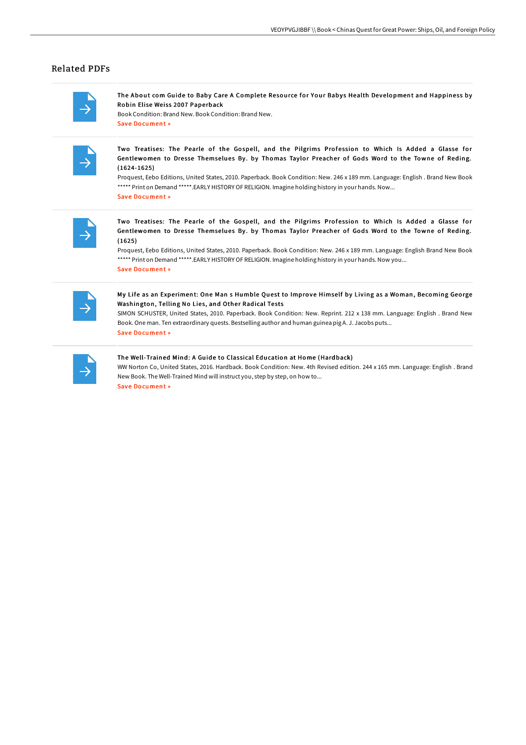## Related PDFs

**The About com Guide to Baby Care A Complete Resource for Your Babys Health Development and Happiness by Robin Elise Weiss 2007 Paperback**

Book Condition: Brand New. Book Condition: Brand New.

Save Document »

**Two Treatises: The Pearle of the Gospell, and the Pilgrims Profession to Which Is Added a Glasse for Gentlewomen to Dresse Themselues By. by Thomas Taylor Preacher of Gods Word to the Towne of Reding. (1624-1625)**

Proquest, Eebo Editions, United States, 2010. Paperback. Book Condition: New. 246 x 189 mm. Language: English . Brand New Book ***** Print on Demand *****.EARLY HISTORY OF RELIGION. Imagine holding history in your hands. Now...

Save Document »

**Two Treatises: The Pearle of the Gospell, and the Pilgrims Profession to Which Is Added a Glasse for Gentlewomen to Dresse Themselues By. by Thomas Taylor Preacher of Gods Word to the Towne of Reding. (1625)**

Proquest, Eebo Editions, United States, 2010. Paperback. Book Condition: New. 246 x 189 mm. Language: English Brand New Book ***** Print on Demand *****.EARLY HISTORY OF RELIGION. Imagine holding history in your hands. Now you...

Save Document »

**My Life as an Experiment: One Man s Humble Quest to Improve Himself by Living as a Woman, Becoming George Washington, Telling No Lies, and Other Radical Tests**

SIMON SCHUSTER, United States, 2010. Paperback. Book Condition: New. Reprint. 212 x 138 mm. Language: English . Brand New Book. One man. Ten extraordinary quests. Bestselling author and human guinea pig A. J. Jacobs puts...

Save Document »

**The Well-Trained Mind: A Guide to Classical Education at Home (Hardback)**

WW Norton Co, United States, 2016. Hardback. Book Condition: New. 4th Revised edition. 244 x 165 mm. Language: English . Brand New Book. The Well-Trained Mind will instruct you, step by step, on how to...

Save Document »